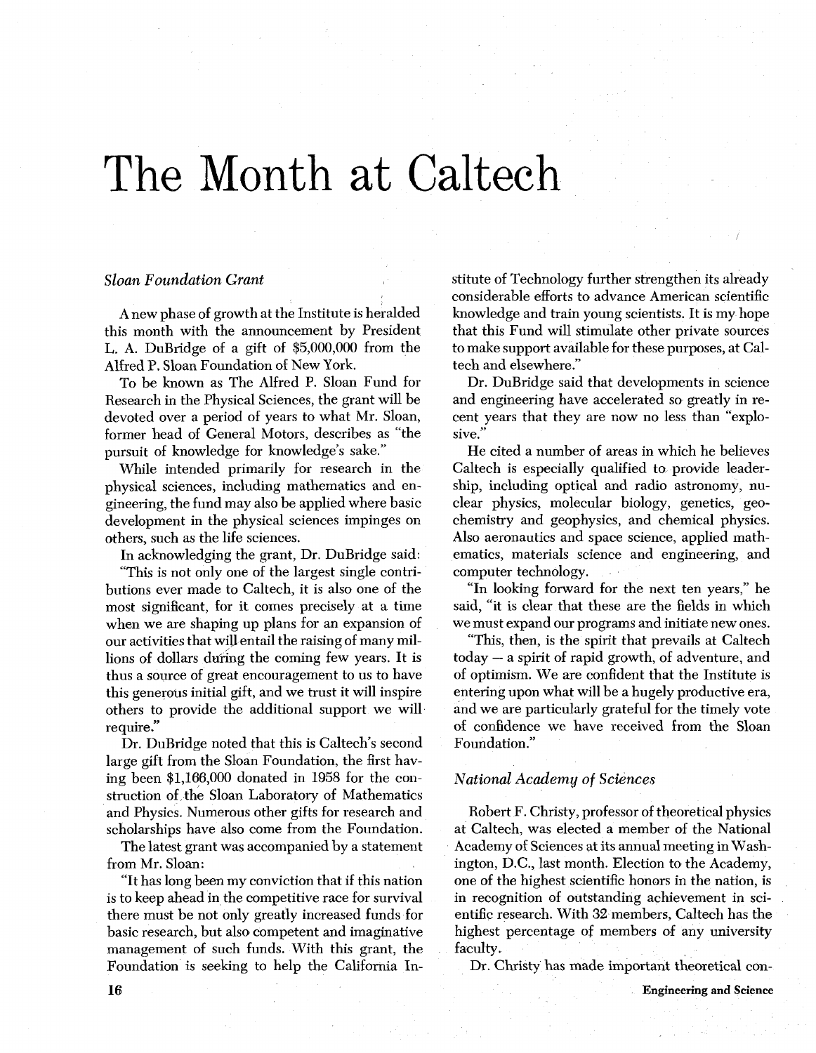# The Month at Caltech

### *Sloan Foundation Grant*

A new phase of growth at the Institute is heralded this month with the announcement by President L. A. DuBridge of a gift of $5,000,000 from the Alfred P. Sloan Foundation of New York.

To be known as The Alfred P. Sloan Fund for Research in the Physical Sciences, the grant will be devoted over a period of years to what Mr. Sloan, former head of General Motors, describes as "the pursuit of knowledge for knowledge's sake."

While intended primarily for research in the physical sciences, including mathematics and engineering, the fund may also be applied where basic development in the physical sciences impinges on others, such as the life sciences.

In acknowledging the grant, Dr. DuBridge said:

"This is not only one of the largest single contributions ever made to Caltech, it is also one of the most significant, for it comes precisely at a time when we are shaping up plans for an expansion of our activities that will entail the raising of many millions of dollars during the coming few years. It is thus a source of great encouragement to us to have this generous initial gift, and we trust it will inspire others to provide the additional support we will require."

Dr. DuBridge noted that this is Caltech's second large gift from the Sloan Foundation, the first having been $1,166,000 donated in 1958 for the construction of the Sloan Laboratory of Mathematics and Physics. Numerous other gifts for research and scholarships have also come from the Foundation.

The latest grant was accompanied by a statement from Mr. Sloan:

"It has long been my conviction that if this nation is to keep ahead in the competitive race for survival there must be not only greatly increased funds for basic research, but also competent and imaginative management of such funds. With this grant, the Foundation is seeking to help the California Institute of Technology further strengthen its already considerable efforts to advance American scientific knowledge and train young scientists. It is my hope that this Fund will stimulate other private sources to make support available for these purposes, at Caltech and elsewhere."

Dr. DuBridge said that developments in science and engineering have accelerated so greatly in recent years that they are now no less than "explosive."

He cited a number of areas in which he believes Caltech is especially qualified to provide leadership, including optical and radio astronomy, nuclear physics, molecular biology, genetics, geochemistry and geophysics, and chemical physics. Also aeronautics and space science, applied mathematics, materials science and engineering, and computer technology.

"In looking forward for the next ten years," he said, "it is clear that these are the fields in which we must expand our programs and initiate new ones.

"This, then, is the spirit that prevails at Caltech today — a spirit of rapid growth, of adventure, and of optimism. We are confident that the Institute is entering upon what will be a hugely productive era, and we are particularly grateful for the timely vote of confidence we have received from the Sloan Foundation."

### *National Academy of Sciences*

Robert F. Christy, professor of theoretical physics at Caltech, was elected a member of the National Academy of Sciences at its annual meeting in Washington, D.C., last month. Election to the Academy, one of the highest scientific honors in the nation, is in recognition of outstanding achievement in scientific research. With 32 members, Caltech has the highest percentage of members of any university faculty.

Dr. Christy has made important theoretical con-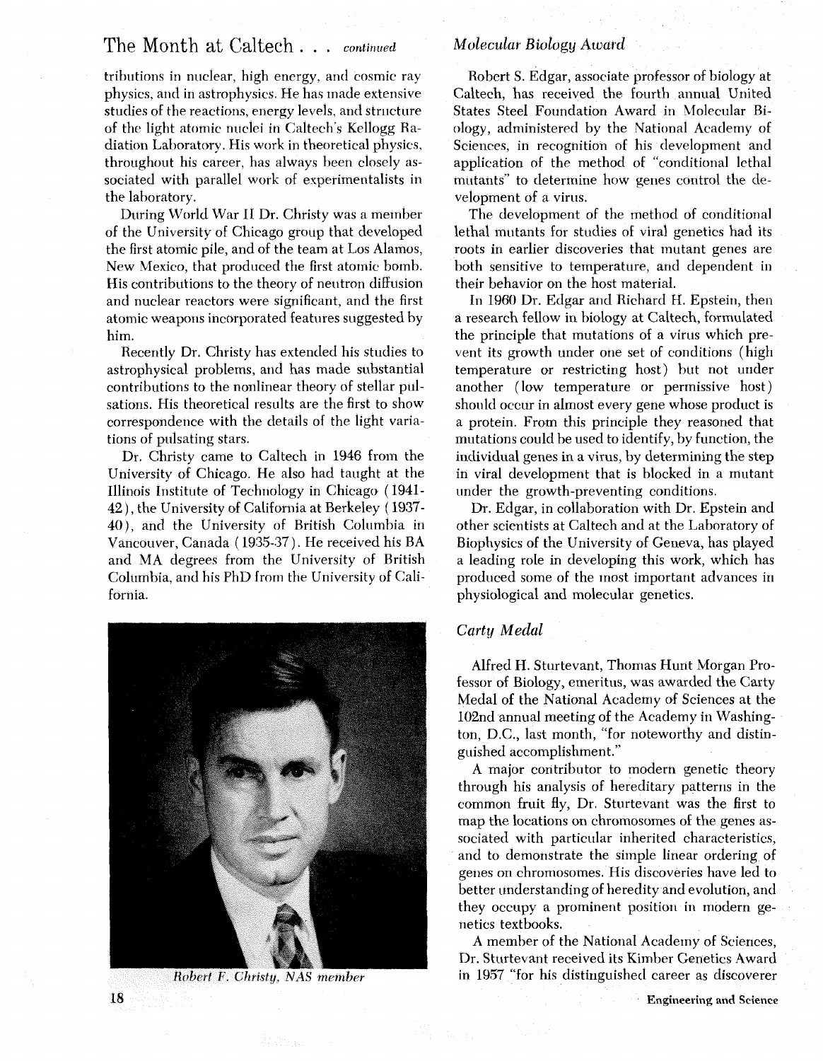tributions in nuclear, high energy, and cosmic ray physics, and in astrophysics. He has made extensive studies of the reactions, energy levels, and structure of the light atomic nuclei in Caltech's Kellogg Radiation Laboratory. His work in theoretical physics, throughout his career, has always been closely associated with parallel work of experimentalists in the laboratory.

During World War II Dr. Christy was a member of the University of Chicago group that developed the first atomic pile, and of the team at Los Alamos, New Mexico, that produced the first atomic bomb. His contributions to the theory of neutron diffusion and nuclear reactors were significant, and the first atomic weapons incorporated features suggested by him.

Recently Dr. Christy has extended his studies to astrophysical problems, and has made substantial contributions to the nonlinear theory of stellar pulsations. His theoretical results are the first to show correspondence with the details of the light variations of pulsating stars.

Dr. Christy came to Caltech in 1946 from the University of Chicago. He also had taught at the Illinois Institute of Technology in Chicago (1941-42), the University of California at Berkeley (1937-40), and the University of British Columbia in Vancouver, Canada (1935-37). He received his BA and MA degrees from the University of British Columbia, and his PhD from the University of California.

*Robert F. Christy, NAS member*

### *Molecular Biology Award*

Robert S. Edgar, associate professor of biology at Caltech, has received the fourth annual United States Steel Foundation Award in Molecular Biology, administered by the National Academy of Sciences, in recognition of his development and application of the method of "conditional lethal mutants" to determine how genes control the development of a virus.

The development of the method of conditional lethal mutants for studies of viral genetics had its roots in earlier discoveries that mutant genes are both sensitive to temperature, and dependent in their behavior on the host material.

In 1960 Dr. Edgar and Richard H. Epstein, then a research fellow in biology at Caltech, formulated the principle that mutations of a virus which prevent its growth under one set of conditions (high temperature or restricting host) but not under another (low temperature or permissive host) should occur in almost every gene whose product is a protein. From this principle they reasoned that mutations could be used to identify, by function, the individual genes in a virus, by determining the step in viral development that is blocked in a mutant under the growth-preventing conditions.

Dr. Edgar, in collaboration with Dr. Epstein and other scientists at Caltech and at the Laboratory of Biophysics of the University of Geneva, has played a leading role in developing this work, which has produced some of the most important advances in physiological and molecular genetics.

### *Carty Medal*

Alfred H. Sturtevant, Thomas Hunt Morgan Professor of Biology, emeritus, was awarded the Carty Medal of the National Academy of Sciences at the 102nd annual meeting of the Academy in Washington, D.C., last month, "for noteworthy and distinguished accomplishment."

A major contributor to modern genetic theory through his analysis of hereditary patterns in the common fruit fly, Dr. Sturtevant was the first to map the locations on chromosomes of the genes associated with particular inherited characteristics, and to demonstrate the simple linear ordering of genes on chromosomes. His discoveries have led to better understanding of heredity and evolution, and they occupy a prominent position in modern genetics textbooks.

A member of the National Academy of Sciences, Dr. Sturtevant received its Kimber Genetics Award in 1957 "for his distinguished career as discoverer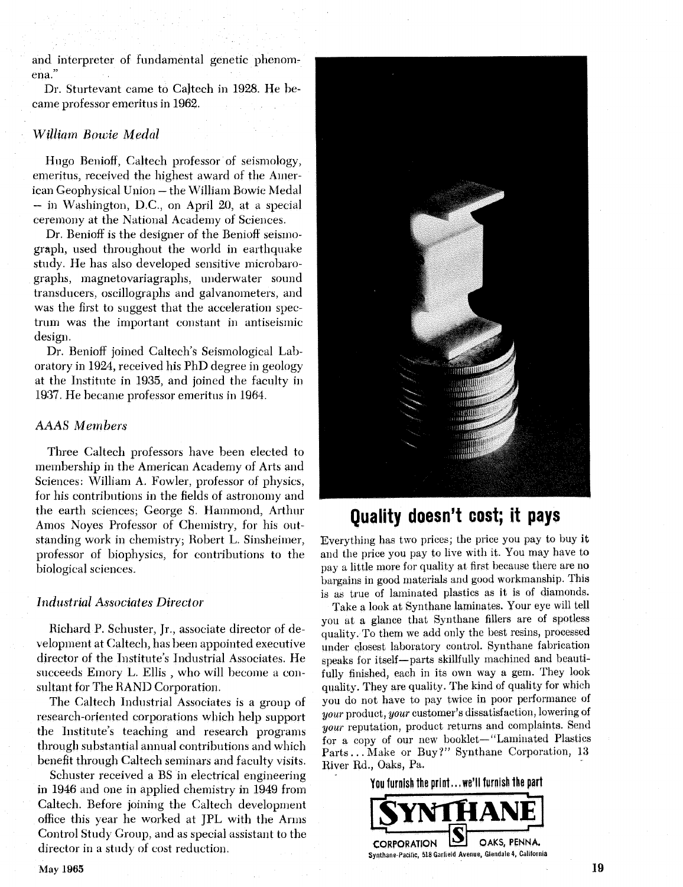and interpreter of fundamental genetic phenomena."

Dr. Sturtevant came to Caltech in 1928. He became professor emeritus in 1962.

### *William Bowie Medal*

Hugo Benioff, Caltech professor of seismology, emeritus, received the highest award of the American Geophysical Union – the William Bowie Medal – in Washington, D.C., on April 20, at a special ceremony at the National Academy of Sciences.

Dr. Benioff is the designer of the Benioff seismograph, used throughout the world in earthquake study. He has also developed sensitive microbarographs, magnetovariagraphs, underwater sound transducers, oscillographs and galvanometers, and was the first to suggest that the acceleration spectrum was the important constant in antiseismic design.

Dr. Benioff joined Caltech's Seismological Laboratory in 1924, received his PhD degree in geology at the Institute in 1935, and joined the faculty in 1937. He became professor emeritus in 1964.

### *AAAS Members*

Three Caltech professors have been elected to membership in the American Academy of Arts and Sciences: William A. Fowler, professor of physics, for his contributions in the fields of astronomy and the earth sciences; George S. Hammond, Arthur Amos Noyes Professor of Chemistry, for his outstanding work in chemistry; Robert L. Sinsheimer, professor of biophysics, for contributions to the biological sciences.

### *Industrial Associates Director*

Richard P. Schuster, Jr., associate director of development at Caltech, has been appointed executive director of the Institute's Industrial Associates. He succeeds Emory L. Ellis , who will become a consultant for The RAND Corporation.

The Caltech Industrial Associates is a group of research-oriented corporations which help support the Institute's teaching and research programs through substantial annual contributions and which benefit through Caltech seminars and faculty visits.

Schuster received a BS in electrical engineering in 1946 and one in applied chemistry in 1949 from Caltech. Before joining the Caltech development office this year he worked at JPL with the Arms Control Study Group, and as special assistant to the director in a study of cost reduction.

## Quality doesn't cost; it pays

Everything has two prices; the price you pay to buy it and the price you pay to live with it. You may have to pay a little more for quality at first because there are no bargains in good materials and good workmanship. This is as true of laminated plastics as it is of diamonds.

Take a look at Synthane laminates. Your eye will tell you at a glance that Synthane fillers are of spotless quality. To them we add only the best resins, processed under closest laboratory control. Synthane fabrication speaks for itself—parts skillfully machined and beautifully finished, each in its own way a gem. They look quality. They are quality. The kind of quality for which you do not have to pay twice in poor performance of *your* product, *your* customer's dissatisfaction, lowering of *your* reputation, product returns and complaints. Send for a copy of our new booklet—"Laminated Plastics Parts... Make or Buy?" Synthane Corporation, 13 River Rd., Oaks, Pa.

**You furnish the print... we'll furnish the part**

**SYNTHANE**

CORPORATION S OAKS, PENNA.

Synthane-Pacific, 518 Garfield Avenue, Glendale 4, California